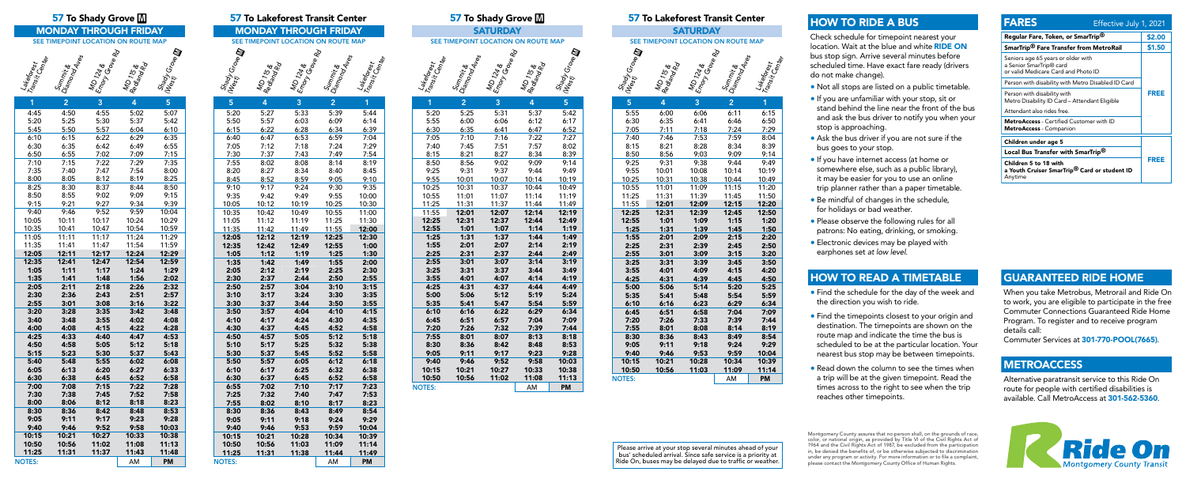## 57 To Shady Grove M

### MONDAY THROUGH FRIDAY

SEE TIMEPOINT LOCATION ON ROUTE MAP

| Lakeforest Transit Center | Summit & Diamond Aves | MD 124 & Emory Grove Rd | MD 115 & Redland Rd | Shady Grove (West) |
|---|---|---|---|---|
| 1 | 2 | 3 | 4 | 5 |
| 4:45 | 4:50 | 4:55 | 5:02 | 5:07 |
| 5:20 | 5:25 | 5:30 | 5:37 | 5:42 |
| 5:45 | 5:50 | 5:57 | 6:04 | 6:10 |
| 6:10 | 6:15 | 6:22 | 6:29 | 6:35 |
| 6:30 | 6:35 | 6:42 | 6:49 | 6:55 |
| 6:50 | 6:55 | 7:02 | 7:09 | 7:15 |
| 7:10 | 7:15 | 7:22 | 7:29 | 7:35 |
| 7:35 | 7:40 | 7:47 | 7:54 | 8:00 |
| 8:00 | 8:05 | 8:12 | 8:19 | 8:25 |
| 8:25 | 8:30 | 8:37 | 8:44 | 8:50 |
| 8:50 | 8:55 | 9:02 | 9:09 | 9:15 |
| 9:15 | 9:21 | 9:27 | 9:34 | 9:39 |
| 9:40 | 9:46 | 9:52 | 9:59 | 10:04 |
| 10:05 | 10:11 | 10:17 | 10:24 | 10:29 |
| 10:35 | 10:41 | 10:47 | 10:54 | 10:59 |
| 11:05 | 11:11 | 11:17 | 11:24 | 11:29 |
| 11:35 | 11:41 | 11:47 | 11:54 | 11:59 |
| **12:05** | **12:11** | **12:17** | **12:24** | **12:29** |
| **12:35** | **12:41** | **12:47** | **12:54** | **12:59** |
| **1:05** | **1:11** | **1:17** | **1:24** | **1:29** |
| **1:35** | **1:41** | **1:48** | **1:56** | **2:02** |
| **2:05** | **2:11** | **2:18** | **2:26** | **2:32** |
| **2:30** | **2:36** | **2:43** | **2:51** | **2:57** |
| **2:55** | **3:01** | **3:08** | **3:16** | **3:22** |
| **3:20** | **3:28** | **3:35** | **3:42** | **3:48** |
| **3:40** | **3:48** | **3:55** | **4:02** | **4:08** |
| **4:00** | **4:08** | **4:15** | **4:22** | **4:28** |
| **4:25** | **4:33** | **4:40** | **4:47** | **4:53** |
| **4:50** | **4:58** | **5:05** | **5:12** | **5:18** |
| **5:15** | **5:23** | **5:30** | **5:37** | **5:43** |
| **5:40** | **5:48** | **5:55** | **6:02** | **6:08** |
| **6:05** | **6:13** | **6:20** | **6:27** | **6:33** |
| **6:30** | **6:38** | **6:45** | **6:52** | **6:58** |
| **7:00** | **7:08** | **7:15** | **7:22** | **7:28** |
| **7:30** | **7:38** | **7:45** | **7:52** | **7:58** |
| **8:00** | **8:06** | **8:12** | **8:18** | **8:23** |
| **8:30** | **8:36** | **8:42** | **8:48** | **8:53** |
| **9:05** | **9:11** | **9:17** | **9:23** | **9:28** |
| **9:40** | **9:46** | **9:52** | **9:58** | **10:03** |
| **10:15** | **10:21** | **10:27** | **10:33** | **10:38** |
| **10:50** | **10:56** | **11:02** | **11:08** | **11:13** |
| **11:25** | **11:31** | **11:37** | **11:43** | **11:48** |
| NOTES: | | | AM | **PM** |

## 57 To Lakeforest Transit Center

### MONDAY THROUGH FRIDAY

SEE TIMEPOINT LOCATION ON ROUTE MAP

| Shady Grove (West) | MD 115 & Redland Rd | MD 124 & Emory Grove Rd | Summit & Diamond Aves | Lakeforest Transit Center |
|---|---|---|---|---|
| 5 | 4 | 3 | 2 | 1 |
| 5:20 | 5:27 | 5:33 | 5:39 | 5:44 |
| 5:50 | 5:57 | 6:03 | 6:09 | 6:14 |
| 6:15 | 6:22 | 6:28 | 6:34 | 6:39 |
| 6:40 | 6:47 | 6:53 | 6:59 | 7:04 |
| 7:05 | 7:12 | 7:18 | 7:24 | 7:29 |
| 7:30 | 7:37 | 7:43 | 7:49 | 7:54 |
| 7:55 | 8:02 | 8:08 | 8:14 | 8:19 |
| 8:20 | 8:27 | 8:34 | 8:40 | 8:45 |
| 8:45 | 8:52 | 8:59 | 9:05 | 9:10 |
| 9:10 | 9:17 | 9:24 | 9:30 | 9:35 |
| 9:35 | 9:42 | 9:49 | 9:55 | 10:00 |
| 10:05 | 10:12 | 10:19 | 10:25 | 10:30 |
| 10:35 | 10:42 | 10:49 | 10:55 | 11:00 |
| 11:05 | 11:12 | 11:19 | 11:25 | 11:30 |
| 11:35 | 11:42 | 11:49 | 11:55 | **12:00** |
| **12:05** | **12:12** | **12:19** | **12:25** | **12:30** |
| **12:35** | **12:42** | **12:49** | **12:55** | **1:00** |
| **1:05** | **1:12** | **1:19** | **1:25** | **1:30** |
| **1:35** | **1:42** | **1:49** | **1:55** | **2:00** |
| **2:05** | **2:12** | **2:19** | **2:25** | **2:30** |
| **2:30** | **2:37** | **2:44** | **2:50** | **2:55** |
| **2:50** | **2:57** | **3:04** | **3:10** | **3:15** |
| **3:10** | **3:17** | **3:24** | **3:30** | **3:35** |
| **3:30** | **3:37** | **3:44** | **3:50** | **3:55** |
| **3:50** | **3:57** | **4:04** | **4:10** | **4:15** |
| **4:10** | **4:17** | **4:24** | **4:30** | **4:35** |
| **4:30** | **4:37** | **4:45** | **4:52** | **4:58** |
| **4:50** | **4:57** | **5:05** | **5:12** | **5:18** |
| **5:10** | **5:17** | **5:25** | **5:32** | **5:38** |
| **5:30** | **5:37** | **5:45** | **5:52** | **5:58** |
| **5:50** | **5:57** | **6:05** | **6:12** | **6:18** |
| **6:10** | **6:17** | **6:25** | **6:32** | **6:38** |
| **6:30** | **6:37** | **6:45** | **6:52** | **6:58** |
| **6:55** | **7:02** | **7:10** | **7:17** | **7:23** |
| **7:25** | **7:32** | **7:40** | **7:47** | **7:53** |
| **7:55** | **8:02** | **8:10** | **8:17** | **8:23** |
| **8:30** | **8:36** | **8:43** | **8:49** | **8:54** |
| **9:05** | **9:11** | **9:18** | **9:24** | **9:29** |
| **9:40** | **9:46** | **9:53** | **9:59** | **10:04** |
| **10:15** | **10:21** | **10:28** | **10:34** | **10:39** |
| **10:50** | **10:56** | **11:03** | **11:09** | **11:14** |
| **11:25** | **11:31** | **11:38** | **11:44** | **11:49** |
| NOTES: | | | AM | **PM** |

## 57 To Shady Grove M

### SATURDAY

SEE TIMEPOINT LOCATION ON ROUTE MAP

| Lakeforest Transit Center | Summit & Diamond Aves | MD 124 & Emory Grove Rd | MD 115 & Redland Rd | Shady Grove (West) |
|---|---|---|---|---|
| 1 | 2 | 3 | 4 | 5 |
| 5:20 | 5:25 | 5:31 | 5:37 | 5:42 |
| 5:55 | 6:00 | 6:06 | 6:12 | 6:17 |
| 6:30 | 6:35 | 6:41 | 6:47 | 6:52 |
| 7:05 | 7:10 | 7:16 | 7:22 | 7:27 |
| 7:40 | 7:45 | 7:51 | 7:57 | 8:02 |
| 8:15 | 8:21 | 8:27 | 8:34 | 8:39 |
| 8:50 | 8:56 | 9:02 | 9:09 | 9:14 |
| 9:25 | 9:31 | 9:37 | 9:44 | 9:49 |
| 9:55 | 10:01 | 10:07 | 10:14 | 10:19 |
| 10:25 | 10:31 | 10:37 | 10:44 | 10:49 |
| 10:55 | 11:01 | 11:07 | 11:14 | 11:19 |
| 11:25 | 11:31 | 11:37 | 11:44 | 11:49 |
| 11:55 | **12:01** | **12:07** | **12:14** | **12:19** |
| **12:25** | **12:31** | **12:37** | **12:44** | **12:49** |
| **12:55** | **1:01** | **1:07** | **1:14** | **1:19** |
| **1:25** | **1:31** | **1:37** | **1:44** | **1:49** |
| **1:55** | **2:01** | **2:07** | **2:14** | **2:19** |
| **2:25** | **2:31** | **2:37** | **2:44** | **2:49** |
| **2:55** | **3:01** | **3:07** | **3:14** | **3:19** |
| **3:25** | **3:31** | **3:37** | **3:44** | **3:49** |
| **3:55** | **4:01** | **4:07** | **4:14** | **4:19** |
| **4:25** | **4:31** | **4:37** | **4:44** | **4:49** |
| **5:00** | **5:06** | **5:12** | **5:19** | **5:24** |
| **5:35** | **5:41** | **5:47** | **5:54** | **5:59** |
| **6:10** | **6:16** | **6:22** | **6:29** | **6:34** |
| **6:45** | **6:51** | **6:57** | **7:04** | **7:09** |
| **7:20** | **7:26** | **7:32** | **7:39** | **7:44** |
| **7:55** | **8:01** | **8:07** | **8:13** | **8:18** |
| **8:30** | **8:36** | **8:42** | **8:48** | **8:53** |
| **9:05** | **9:11** | **9:17** | **9:23** | **9:28** |
| **9:40** | **9:46** | **9:52** | **9:58** | **10:03** |
| **10:15** | **10:21** | **10:27** | **10:33** | **10:38** |
| **10:50** | **10:56** | **11:02** | **11:08** | **11:13** |
| NOTES: | | | AM | **PM** |

## 57 To Lakeforest Transit Center

### SATURDAY

SEE TIMEPOINT LOCATION ON ROUTE MAP

| Shady Grove (West) | MD 115 & Redland Rd | MD 124 & Emory Grove Rd | Summit & Diamond Aves | Lakeforest Transit Center |
|---|---|---|---|---|
| 5 | 4 | 3 | 2 | 1 |
| 5:55 | 6:00 | 6:06 | 6:11 | 6:15 |
| 6:30 | 6:35 | 6:41 | 6:46 | 6:50 |
| 7:05 | 7:11 | 7:18 | 7:24 | 7:29 |
| 7:40 | 7:46 | 7:53 | 7:59 | 8:04 |
| 8:15 | 8:21 | 8:28 | 8:34 | 8:39 |
| 8:50 | 8:56 | 9:03 | 9:09 | 9:14 |
| 9:25 | 9:31 | 9:38 | 9:44 | 9:49 |
| 9:55 | 10:01 | 10:08 | 10:14 | 10:19 |
| 10:25 | 10:31 | 10:38 | 10:44 | 10:49 |
| 10:55 | 11:01 | 11:09 | 11:15 | 11:20 |
| 11:25 | 11:31 | 11:39 | 11:45 | 11:50 |
| 11:55 | **12:01** | **12:09** | **12:15** | **12:20** |
| **12:25** | **12:31** | **12:39** | **12:45** | **12:50** |
| **12:55** | **1:01** | **1:09** | **1:15** | **1:20** |
| **1:25** | **1:31** | **1:39** | **1:45** | **1:50** |
| **1:55** | **2:01** | **2:09** | **2:15** | **2:20** |
| **2:25** | **2:31** | **2:39** | **2:45** | **2:50** |
| **2:55** | **3:01** | **3:09** | **3:15** | **3:20** |
| **3:25** | **3:31** | **3:39** | **3:45** | **3:50** |
| **3:55** | **4:01** | **4:09** | **4:15** | **4:20** |
| **4:25** | **4:31** | **4:39** | **4:45** | **4:50** |
| **5:00** | **5:06** | **5:14** | **5:20** | **5:25** |
| **5:35** | **5:41** | **5:48** | **5:54** | **5:59** |
| **6:10** | **6:16** | **6:23** | **6:29** | **6:34** |
| **6:45** | **6:51** | **6:58** | **7:04** | **7:09** |
| **7:20** | **7:26** | **7:33** | **7:39** | **7:44** |
| **7:55** | **8:01** | **8:08** | **8:14** | **8:19** |
| **8:30** | **8:36** | **8:43** | **8:49** | **8:54** |
| **9:05** | **9:11** | **9:18** | **9:24** | **9:29** |
| **9:40** | **9:46** | **9:53** | **9:59** | **10:04** |
| **10:15** | **10:21** | **10:28** | **10:34** | **10:39** |
| **10:50** | **10:56** | **11:03** | **11:09** | **11:14** |
| NOTES: | | | AM | **PM** |

Please arrive at your stop several minutes ahead of your bus' scheduled arrival. Since safe service is a priority at Ride On, buses may be delayed due to traffic or weather.

## HOW TO RIDE A BUS

Check schedule for timepoint nearest your location. Wait at the blue and white **RIDE ON** bus stop sign. Arrive several minutes before scheduled time. Have exact fare ready (drivers do not make change).

- Not all stops are listed on a public timetable.
- If you are unfamiliar with your stop, sit or stand behind the line near the front of the bus and ask the bus driver to notify you when your stop is approaching.
- Ask the bus driver if you are not sure if the bus goes to your stop.
- If you have internet access (at home or somewhere else, such as a public library), it may be easier for you to use an online trip planner rather than a paper timetable.
- Be mindful of changes in the schedule, for holidays or bad weather.
- Please observe the following rules for all patrons: No eating, drinking, or smoking.
- Electronic devices may be played with earphones set *at low level.*

## HOW TO READ A TIMETABLE

- Find the schedule for the day of the week and the direction you wish to ride.
- Find the timepoints closest to your origin and destination. The timepoints are shown on the route map and indicate the time the bus is scheduled to be at the particular location. Your nearest bus stop may be between timepoints.
- Read down the column to see the times when a trip will be at the given timepoint. Read the times across to the right to see when the trip reaches other timepoints.

Montgomery County assures that no person shall, on the grounds of race, color, or national origin, as provided by Title VI of the Civil Rights Act of 1964 and the Civil Rights Act of 1987, be excluded from the participation in, be denied the benefits of, or be otherwise subjected to discrimination under any program or activity. For more information or to file a complaint, please contact the Montgomery County Office of Human Rights.

## FARES

Effective July 1, 2021

| | |
|---|---|
| **Regular Fare, Token, or SmarTrip®** | **$2.00** |
| **SmarTrip® Fare Transfer from MetroRail** | **$1.50** |
| Seniors age 65 years or older with a Senior SmarTrip® card or valid Medicare Card and Photo ID | **FREE** |
| Person with disability with Metro Disabled ID Card | |
| Person with disability with Metro Disability ID Card – Attendant Eligible | |
| Attendant also rides free. | |
| **MetroAccess** - Certified Customer with ID **MetroAccess** - Companion | |
| **Children under age 5** | **FREE** |
| **Local Bus Transfer with SmarTrip®** | |
| **Children 5 to 18 with a Youth Cruiser SmarTrip® Card or student ID** Anytime | |

## GUARANTEED RIDE HOME

When you take Metrobus, Metrorail and Ride On to work, you are eligible to participate in the free Commuter Connections Guaranteed Ride Home Program. To register and to receive program details call:

Commuter Services at **301-770-POOL(7665).**

## METROACCESS

Alternative paratransit service to this Ride On route for people with certified disabilities is available. Call MetroAccess at **301-562-5360.**

Ride On Montgomery County Transit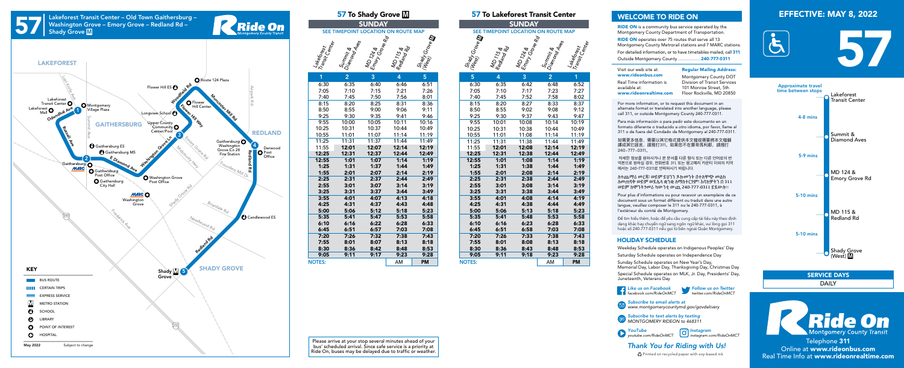# 57 Lakeforest Transit Center – Old Town Gaithersburg – Washington Grove – Emory Grove – Redland Rd – Shady Grove M

Ride On Montgomery County Transit

LAKEFOREST

GAITHERSBURG

REDLAND

SHADY GROVE

Route 124 Plaza
Flower Hill ES
Woodfield Rd
Flower Hill Center
Muncaster Mill Rd
Lakeforest Transit Center
Lakeforest Mall
Montgomery Village Plaza
Odenhal Ave
Longview School
Flower Hill Way
Airpark Rd
Lost Knife Rd
Summit Ave
Upper County Community Center/Pool
Russell Ave
Gaithersburg ES
Gaithersburg MS
Washington Grove Ln
Emory Grove Rd
Gaithersburg Washington Grove Co 28 Fire Station
Derwood Post Office
Redland Rd
Midcounty Hwy
Gaithersburg MARC
E Diamond Ave
Gaithersburg Post Office
Gaithersburg City Hall
Washington Grove Post Office
Foundem Mill Dr
MARC Washington Grove
Shady Grove Rd
Frederick Ave
Briardale Rd
Needwood Rd
Candlewood ES
Redland Rd
Shady Grove

KEY
BUS ROUTE
CERTAIN TRIPS
EXPRESS SERVICE
METRO STATION
SCHOOL
LIBRARY
POINT OF INTEREST
HOSPITAL

May 2022 Subject to change

## 57 To Shady Grove M

SUNDAY

SEE TIMEPOINT LOCATION ON ROUTE MAP

| Lakeforest Transit Center | Summit & Diamond Aves | MD 124 & Emory Grove Rd | MD 115 & Redland Rd | Shady Grove (West) |
|---|---|---|---|---|
| 1 | 2 | 3 | 4 | 5 |
| 6:30 | 6:35 | 6:40 | 6:46 | 6:51 |
| 7:05 | 7:10 | 7:15 | 7:21 | 7:26 |
| 7:40 | 7:45 | 7:50 | 7:56 | 8:01 |
| 8:15 | 8:20 | 8:25 | 8:31 | 8:36 |
| 8:50 | 8:55 | 9:00 | 9:06 | 9:11 |
| 9:25 | 9:30 | 9:35 | 9:41 | 9:46 |
| 9:55 | 10:00 | 10:05 | 10:11 | 10:16 |
| 10:25 | 10:31 | 10:37 | 10:44 | 10:49 |
| 10:55 | 11:01 | 11:07 | 11:14 | 11:19 |
| 11:25 | 11:31 | 11:37 | 11:44 | 11:49 |
| 11:55 | **12:01** | **12:07** | **12:14** | **12:19** |
| **12:25** | **12:31** | **12:37** | **12:44** | **12:49** |
| **12:55** | **1:01** | **1:07** | **1:14** | **1:19** |
| **1:25** | **1:31** | **1:37** | **1:44** | **1:49** |
| **1:55** | **2:01** | **2:07** | **2:14** | **2:19** |
| **2:25** | **2:31** | **2:37** | **2:44** | **2:49** |
| **2:55** | **3:01** | **3:07** | **3:14** | **3:19** |
| **3:25** | **3:31** | **3:37** | **3:44** | **3:49** |
| **3:55** | **4:01** | **4:07** | **4:13** | **4:18** |
| **4:25** | **4:31** | **4:37** | **4:43** | **4:48** |
| **5:00** | **5:06** | **5:12** | **5:18** | **5:23** |
| **5:35** | **5:41** | **5:47** | **5:53** | **5:58** |
| **6:10** | **6:16** | **6:22** | **6:28** | **6:33** |
| **6:45** | **6:51** | **6:57** | **7:03** | **7:08** |
| **7:20** | **7:26** | **7:32** | **7:38** | **7:43** |
| **7:55** | **8:01** | **8:07** | **8:13** | **8:18** |
| **8:30** | **8:36** | **8:42** | **8:48** | **8:53** |
| **9:05** | **9:11** | **9:17** | **9:23** | **9:28** |
| NOTES: | | | AM | **PM** |

Please arrive at your stop several minutes ahead of your bus' scheduled arrival. Since safe service is a priority at Ride On, buses may be delayed due to traffic or weather.

## 57 To Lakeforest Transit Center

SUNDAY

SEE TIMEPOINT LOCATION ON ROUTE MAP

| Shady Grove (West) | MD 115 & Redland Rd | MD 124 & Emory Grove Rd | Summit & Diamond Aves | Lakeforest Transit Center |
|---|---|---|---|---|
| 5 | 4 | 3 | 2 | 1 |
| 6:30 | 6:35 | 6:42 | 6:48 | 6:52 |
| 7:05 | 7:10 | 7:17 | 7:23 | 7:27 |
| 7:40 | 7:45 | 7:52 | 7:58 | 8:02 |
| 8:15 | 8:20 | 8:27 | 8:33 | 8:37 |
| 8:50 | 8:55 | 9:02 | 9:08 | 9:12 |
| 9:25 | 9:30 | 9:37 | 9:43 | 9:47 |
| 9:55 | 10:01 | 10:08 | 10:14 | 10:19 |
| 10:25 | 10:31 | 10:38 | 10:44 | 10:49 |
| 10:55 | 11:01 | 11:08 | 11:14 | 11:19 |
| 11:25 | 11:31 | 11:38 | 11:44 | 11:49 |
| 11:55 | **12:01** | **12:08** | **12:14** | **12:19** |
| **12:25** | **12:31** | **12:38** | **12:44** | **12:49** |
| **12:55** | **1:01** | **1:08** | **1:14** | **1:19** |
| **1:25** | **1:31** | **1:38** | **1:44** | **1:49** |
| **1:55** | **2:01** | **2:08** | **2:14** | **2:19** |
| **2:25** | **2:31** | **2:38** | **2:44** | **2:49** |
| **2:55** | **3:01** | **3:08** | **3:14** | **3:19** |
| **3:25** | **3:31** | **3:38** | **3:44** | **3:49** |
| **3:55** | **4:01** | **4:08** | **4:14** | **4:19** |
| **4:25** | **4:31** | **4:38** | **4:44** | **4:49** |
| **5:00** | **5:06** | **5:13** | **5:18** | **5:23** |
| **5:35** | **5:41** | **5:48** | **5:53** | **5:58** |
| **6:10** | **6:16** | **6:23** | **6:28** | **6:33** |
| **6:45** | **6:51** | **6:58** | **7:03** | **7:08** |
| **7:20** | **7:26** | **7:33** | **7:38** | **7:43** |
| **7:55** | **8:01** | **8:08** | **8:13** | **8:18** |
| **8:30** | **8:36** | **8:43** | **8:48** | **8:53** |
| **9:05** | **9:11** | **9:18** | **9:23** | **9:28** |
| NOTES: | | | AM | **PM** |

## WELCOME TO RIDE ON

**RIDE ON** is a community bus service operated by the Montgomery County Department of Transportation.

**RIDE ON** operates over 75 routes that serve all 13 Montgomery County Metrorail stations and 7 MARC stations.

For detailed information, or to have timetables mailed, call **311**.

Outside Montgomery County .................. **240-777-0311**

Visit our web site at:
**www.rideonbus.com**

Real Time information is available at:
**www.rideonrealtime.com**

**Regular Mailing Address:**
Montgomery County DOT
Division of Transit Services
101 Monroe Street, 5th Floor Rockville, MD 20850

For more information, or to request this document in an alternate format or translated into another language, please call 311, or outside Montgomery County 240-777-0311.

Para más información o para pedir este documento en un formato diferente o traducido a otro idioma, por favor, llame al 311 o de fuera del Condado de Montgomery al 240-777-0311.

如需更多信息、需要以其它格式提供本文檔或需要將本文檔翻譯成其它語言，請撥打311。如果您不在蒙哥馬利郡，請撥打240−777−0311。

자세한 정보를 원하시거나 본 문서를 다른 형식 또는 다른 언어로의 번역본으로 원하실 경우, 전화번호 311 또는 몽고메리 카운티 이외의 지역에서는 240-777-0311로 연락하시기 바랍니다.

ለተጨማሪ መረጃ፡ ወይም ይህንን ዶኩመንት በተለዋጭ መልክ ለመጠየቅ ወይም ወደሌላ ቋንቋ ለማስተርጎም፡ እባክዎትን በ 311 ወይም ከሞንትጎመሪ ካውንቲ ውጪ 240-777-0311 ይደውሉ።

Pour plus d'informations ou pour recevoir un exemplaire de ce document sous un format différent ou traduit dans une autre langue, veuillez composer le 311 ou le 240-777-0311, à l'extérieur du comté de Montgomery.

Để tìm hiểu thêm, hoặc để yêu cầu cung cấp tài liệu này theo định dạng khác hay chuyển ngữ sang ngôn ngữ khác, vui lòng gọi 311 hoặc số 240-777-0311 nếu gọi từ bên ngoài Quận Montgomery.

## HOLIDAY SCHEDULE

Weekday Schedule operates on Indigenous Peoples' Day

Saturday Schedule operates on Independence Day

Sunday Schedule operates on New Year's Day, Memorial Day, Labor Day, Thanksgiving Day, Christmas Day

Special Schedule operates on MLK, Jr. Day, Presidents' Day, Juneteenth, Veterans Day

*Like us on Facebook* facebook.com/RideOnMCT

*Follow us on Twitter* twitter.com/RideOnMCT

*Subscribe to email alerts at* www.montgomerycountymd.gov/govdelivery

*Subscribe to text alerts by texting MONTGOMERY RIDEON to 468311*

*YouTube* youtube.com/RideOnMCT

*Instagram* instagram.com/RideOnMCT

*Thank You for Riding with Us!*

Printed on recycled paper with soy-based ink

## EFFECTIVE: MAY 8, 2022

57

Approximate travel time between stops

Lakeforest Transit Center
4-8 mins
Summit & Diamond Aves
5-9 mins
MD 124 & Emory Grove Rd
5-10 mins
MD 115 & Redland Rd
5-10 mins
Shady Grove (West) M

SERVICE DAYS
DAILY

Ride On Montgomery County Transit

Telephone **311**
Online at **www.rideonbus.com**
Real Time Info at **www.rideonrealtime.com**